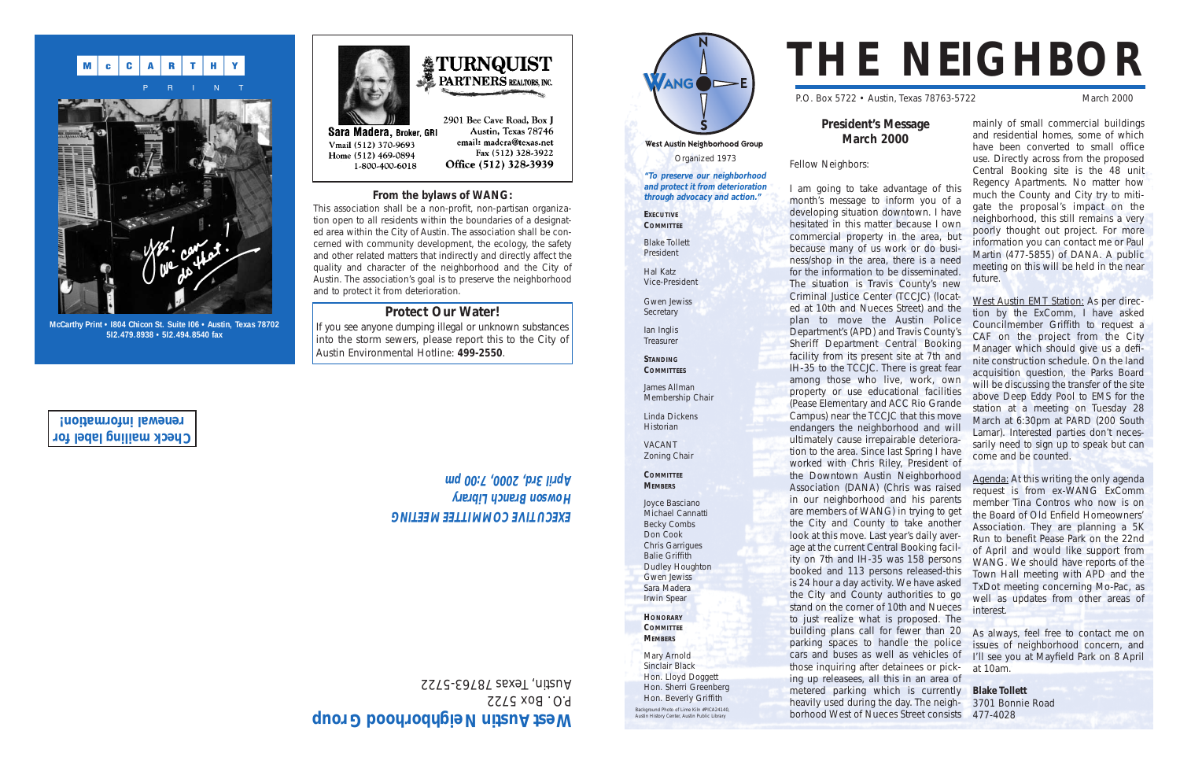M c C A R T H Y
P R I N T

McCarthy Print • 1804 Chicon St. Suite 106 • Austin, Texas 78702
512.479.8938 • 512.494.8540 fax

**TURNQUIST PARTNERS REALTORS, INC.**

**Sara Madera, Broker, GRI**
Vmail (512) 370-9693
Home (512) 469-0894
1-800-400-6018

2901 Bee Cave Road, Box J
Austin, Texas 78746
email: madera@texas.net
Fax (512) 328-3922
Office (512) 328-3939

### From the bylaws of WANG:

This association shall be a non-profit, non-partisan organization open to all residents within the boundaries of a designated area within the City of Austin. The association shall be concerned with community development, the ecology, the safety and other related matters that indirectly and directly affect the quality and character of the neighborhood and the City of Austin. The association's goal is to preserve the neighborhood and to protect it from deterioration.

### Protect Our Water!

If you see anyone dumping illegal or unknown substances into the storm sewers, please report this to the City of Austin Environmental Hotline: **499-2550**.

**Check mailing label for renewal information!**

***EXECUTIVE COMMITTEE MEETING***
***Howson Branch Library***
***April 3rd, 2000, 7:00 pm***

**West Austin Neighborhood Group**
P.O. Box 5722
Austin, Texas 78763-5722

---

WANG
West Austin Neighborhood Group
Organized 1973

***"To preserve our neighborhood and protect it from deterioration through advocacy and action."***

**EXECUTIVE COMMITTEE**

Blake Tollett
President

Hal Katz
Vice-President

Gwen Jewiss
Secretary

Ian Inglis
Treasurer

**STANDING COMMITTEES**

James Allman
Membership Chair

Linda Dickens
Historian

VACANT
Zoning Chair

**COMMITTEE MEMBERS**

Joyce Basciano
Michael Cannatti
Becky Combs
Don Cook
Chris Garrigues
Balie Griffith
Dudley Houghton
Gwen Jewiss
Sara Madera
Irwin Spear

**HONORARY COMMITTEE MEMBERS**

Mary Arnold
Sinclair Black
Hon. Lloyd Doggett
Hon. Sherri Greenberg
Hon. Beverly Griffith

Background Photo of Lime Kiln #PICA24140, Austin History Center, Austin Public Library

# THE NEIGHBOR

P.O. Box 5722 • Austin, Texas 78763-5722 March 2000

## President's Message March 2000

Fellow Neighbors:

I am going to take advantage of this month's message to inform you of a developing situation downtown. I have hesitated in this matter because I own commercial property in the area, but because many of us work or do business/shop in the area, there is a need for the information to be disseminated. The situation is Travis County's new Criminal Justice Center (TCCJC) (located at 10th and Nueces Street) and the plan to move the Austin Police Department's (APD) and Travis County's Sheriff Department Central Booking facility from its present site at 7th and IH-35 to the TCCJC. There is great fear among those who live, work, own property or use educational facilities (Pease Elementary and ACC Rio Grande Campus) near the TCCJC that this move endangers the neighborhood and will ultimately cause irrepairable deterioration to the area. Since last Spring I have worked with Chris Riley, President of the Downtown Austin Neighborhood Association (DANA) (Chris was raised in our neighborhood and his parents are members of WANG) in trying to get the City and County to take another look at this move. Last year's daily average at the current Central Booking facility on 7th and IH-35 was 158 persons booked and 113 persons released-this is 24 hour a day activity. We have asked the City and County authorities to go stand on the corner of 10th and Nueces to just realize what is proposed. The building plans call for fewer than 20 parking spaces to handle the police cars and buses as well as vehicles of those inquiring after detainees or picking up releasees, all this in an area of metered parking which is currently heavily used during the day. The neighborhood West of Nueces Street consists mainly of small commercial buildings and residential homes, some of which have been converted to small office use. Directly across from the proposed Central Booking site is the 48 unit Regency Apartments. No matter how much the County and City try to mitigate the proposal's impact on the neighborhood, this still remains a very poorly thought out project. For more information you can contact me or Paul Martin (477-5855) of DANA. A public meeting on this will be held in the near future.

<u>West Austin EMT Station:</u> As per direction by the ExComm, I have asked Councilmember Griffith to request a CAF on the project from the City Manager which should give us a definite construction schedule. On the land acquisition question, the Parks Board will be discussing the transfer of the site above Deep Eddy Pool to EMS for the station at a meeting on Tuesday 28 March at 6:30pm at PARD (200 South Lamar). Interested parties don't necessarily need to sign up to speak but can come and be counted.

<u>Agenda:</u> At this writing the only agenda request is from ex-WANG ExComm member Tina Contros who now is on the Board of Old Enfield Homeowners' Association. They are planning a 5K Run to benefit Pease Park on the 22nd of April and would like support from WANG. We should have reports of the Town Hall meeting with APD and the TxDot meeting concerning Mo-Pac, as well as updates from other areas of interest.

As always, feel free to contact me on issues of neighborhood concern, and I'll see you at Mayfield Park on 8 April at 10am.

**Blake Tollett**
3701 Bonnie Road
477-4028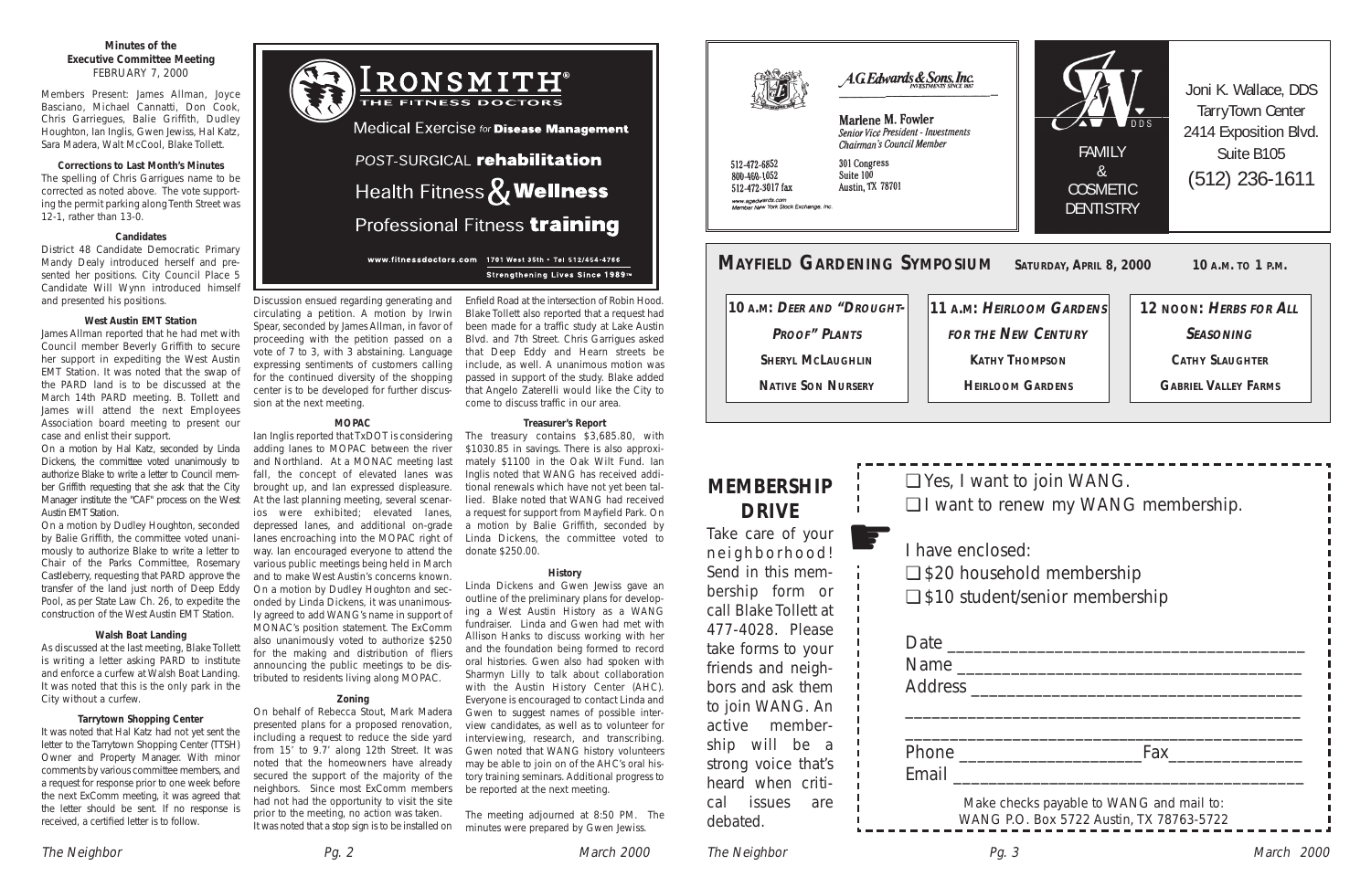**Minutes of the Executive Committee Meeting**
FEBRUARY 7, 2000

Members Present: James Allman, Joyce Basciano, Michael Cannatti, Don Cook, Chris Garriegues, Balie Griffith, Dudley Houghton, Ian Inglis, Gwen Jewiss, Hal Katz, Sara Madera, Walt McCool, Blake Tollett.

**Corrections to Last Month's Minutes**

The spelling of Chris Garrigues name to be corrected as noted above. The vote supporting the permit parking along Tenth Street was 12-1, rather than 13-0.

**Candidates**

District 48 Candidate Democratic Primary Mandy Dealy introduced herself and presented her positions. City Council Place 5 Candidate Will Wynn introduced himself and presented his positions.

**West Austin EMT Station**

James Allman reported that he had met with Council member Beverly Griffith to secure her support in expediting the West Austin EMT Station. It was noted that the swap of the PARD land is to be discussed at the March 14th PARD meeting. B. Tollett and James will attend the next Employees Association board meeting to present our case and enlist their support.

On a motion by Hal Katz, seconded by Linda Dickens, the committee voted unanimously to authorize Blake to write a letter to Council member Griffith requesting that she ask that the City Manager institute the "CAF" process on the West Austin EMT Station.

On a motion by Dudley Houghton, seconded by Balie Griffith, the committee voted unanimously to authorize Blake to write a letter to Chair of the Parks Committee, Rosemary Castleberry, requesting that PARD approve the transfer of the land just north of Deep Eddy Pool, as per State Law Ch. 26, to expedite the construction of the West Austin EMT Station.

**Walsh Boat Landing**

As discussed at the last meeting, Blake Tollett is writing a letter asking PARD to institute and enforce a curfew at Walsh Boat Landing. It was noted that this is the only park in the City without a curfew.

**Tarrytown Shopping Center**

It was noted that Hal Katz not yet sent the letter to the Tarrytown Shopping Center (TTSH) Owner and Property Manager. With minor comments by various committee members, and a request for response prior to one week before the next ExComm meeting, it was agreed that the letter should be sent. If no response is received, a certified letter is to follow.

IRONSMITH® THE FITNESS DOCTORS

Medical Exercise *for* **Disease Management**

*POST*-SURGICAL **rehabilitation**

Health Fitness & **Wellness**

Professional Fitness **training**

www.fitnessdoctors.com 1701 West 35th • Tel 512/454-4766

Strengthening Lives Since 1989™

Discussion ensued regarding generating and circulating a petition. A motion by Irwin Spear, seconded by James Allman, in favor of proceeding with the petition passed on a vote of 7 to 3, with 3 abstaining. Language expressing sentiments of customers calling for the continued diversity of the shopping center is to be developed for further discussion at the next meeting.

**MOPAC**

Ian Inglis reported that TxDOT is considering adding lanes to MOPAC between the river and Northland. At a MONAC meeting last fall, the concept of elevated lanes was brought up, and Ian expressed displeasure. At the last planning meeting, several scenarios were exhibited; elevated lanes, depressed lanes, and additional on-grade lanes encroaching into the MOPAC right of way. Ian encouraged everyone to attend the various public meetings being held in March and to make West Austin's concerns known. On a motion by Dudley Houghton and seconded by Linda Dickens, it was unanimously agreed to add WANG's name in support of MONAC's position statement. The ExComm also unanimously voted to authorize $250 for the making and distribution of fliers announcing the public meetings to be distributed to residents living along MOPAC.

**Zoning**

On behalf of Rebecca Stout, Mark Madera presented plans for a proposed renovation, including a request to reduce the side yard from 15' to 9.7' along 12th Street. It was noted that the homeowners have already secured the support of the majority of the neighbors. Since most ExComm members had not had the opportunity to visit the site prior to the meeting, no action was taken.

It was noted that a stop sign is to be installed on Enfield Road at the intersection of Robin Hood. Blake Tollett also reported that a request had been made for a traffic study at Lake Austin Blvd. and 7th Street. Chris Garrigues asked that Deep Eddy and Hearn streets be include, as well. A unanimous motion was passed in support of the study. Blake added that Angelo Zaterelli would like the City to come to discuss traffic in our area.

**Treasurer's Report**

The treasury contains $3,685.80, with $1030.85 in savings. There is also approximately $1100 in the Oak Wilt Fund. Ian Inglis noted that WANG has received additional renewals which have not yet been tallied. Blake noted that WANG had received a request for support from Mayfield Park. On a motion by Balie Griffith, seconded by Linda Dickens, the committee voted to donate $250.00.

**History**

Linda Dickens and Gwen Jewiss gave an outline of the preliminary plans for developing a West Austin History as a WANG fundraiser. Linda and Gwen had met with Allison Hanks to discuss working with her and the foundation being formed to record oral histories. Gwen also had spoken with Sharmyn Lilly to talk about collaboration with the Austin History Center (AHC). Everyone is encouraged to contact Linda and Gwen to suggest names of possible interview candidates, as well as to volunteer for interviewing, research, and transcribing. Gwen noted that WANG history volunteers may be able to join on of the AHC's oral history training seminars. Additional progress to be reported at the next meeting.

The meeting adjourned at 8:50 PM. The minutes were prepared by Gwen Jewiss.

A.G. Edwards & Sons, Inc. INVESTMENTS SINCE 1887

Marlene M. Fowler
*Senior Vice President - Investments*
*Chairman's Council Member*

512-472-6852
800-460-1052
512-472-3017 fax

301 Congress
Suite 100
Austin, TX 78701

www.agedwards.com
Member New York Stock Exchange, Inc.

JW DDS
FAMILY & COSMETIC DENTISTRY

Joni K. Wallace, DDS
TarryTown Center
2414 Exposition Blvd.
Suite B105
(512) 236-1611

## MAYFIELD GARDENING SYMPOSIUM — SATURDAY, APRIL 8, 2000 — 10 A.M. TO 1 P.M.

**10 A.M.: DEER AND "DROUGHT-PROOF" PLANTS**
SHERYL MCLAUGHLIN
NATIVE SON NURSERY

**11 A.M.: HEIRLOOM GARDENS FOR THE NEW CENTURY**
KATHY THOMPSON
HEIRLOOM GARDENS

**12 NOON: HERBS FOR ALL SEASONING**
CATHY SLAUGHTER
GABRIEL VALLEY FARMS

## MEMBERSHIP DRIVE

Take care of your neighborhood! Send in this membership form or call Blake Tollett at 477-4028. Please take forms to your friends and neighbors and ask them to join WANG. An active membership will be a strong voice that's heard when critical issues are debated.

❑ Yes, I want to join WANG.
❑ I want to renew my WANG membership.

I have enclosed:
❑ $20 household membership
❑ $10 student/senior membership

Date ______________________________________
Name ______________________________________
Address ____________________________________
___________________________________________
___________________________________________
Phone ____________________ Fax______________
Email ______________________________________

Make checks payable to WANG and mail to:
WANG P.O. Box 5722 Austin, TX 78763-5722